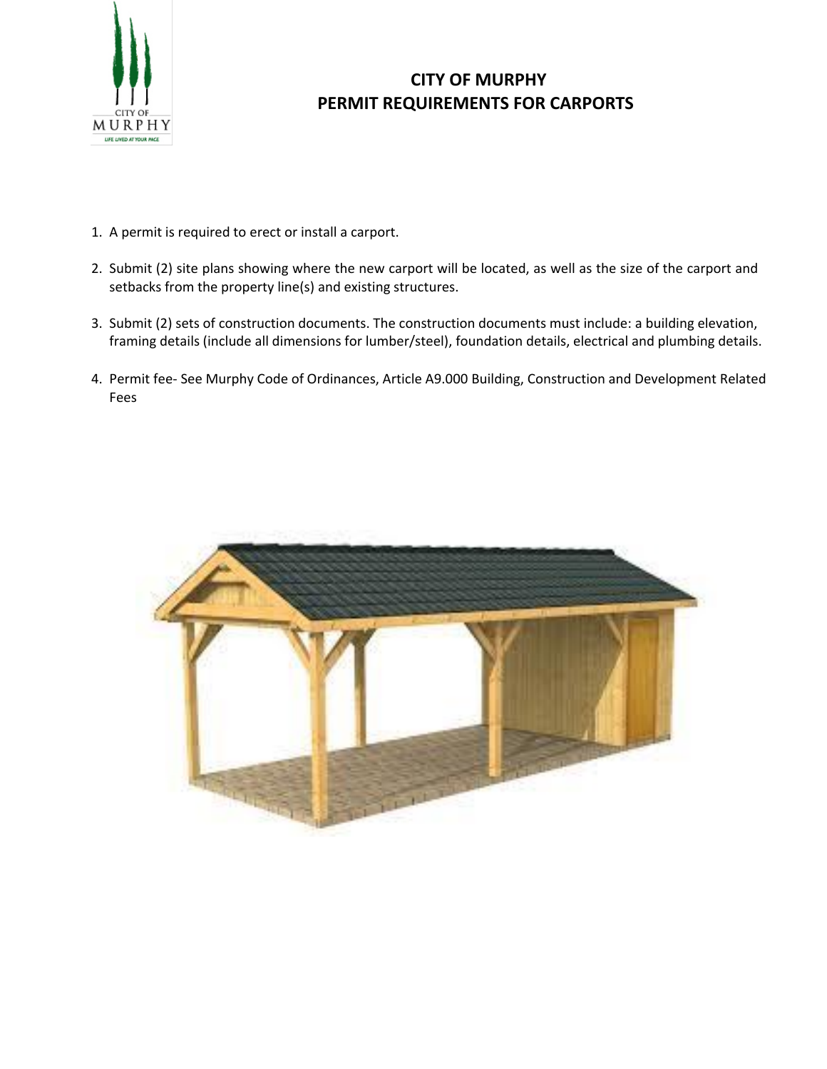# CITY OF MURPHY
# PERMIT REQUIREMENTS FOR CARPORTS

1. A permit is required to erect or install a carport.

2. Submit (2) site plans showing where the new carport will be located, as well as the size of the carport and setbacks from the property line(s) and existing structures.

3. Submit (2) sets of construction documents. The construction documents must include: a building elevation, framing details (include all dimensions for lumber/steel), foundation details, electrical and plumbing details.

4. Permit fee- See Murphy Code of Ordinances, Article A9.000 Building, Construction and Development Related Fees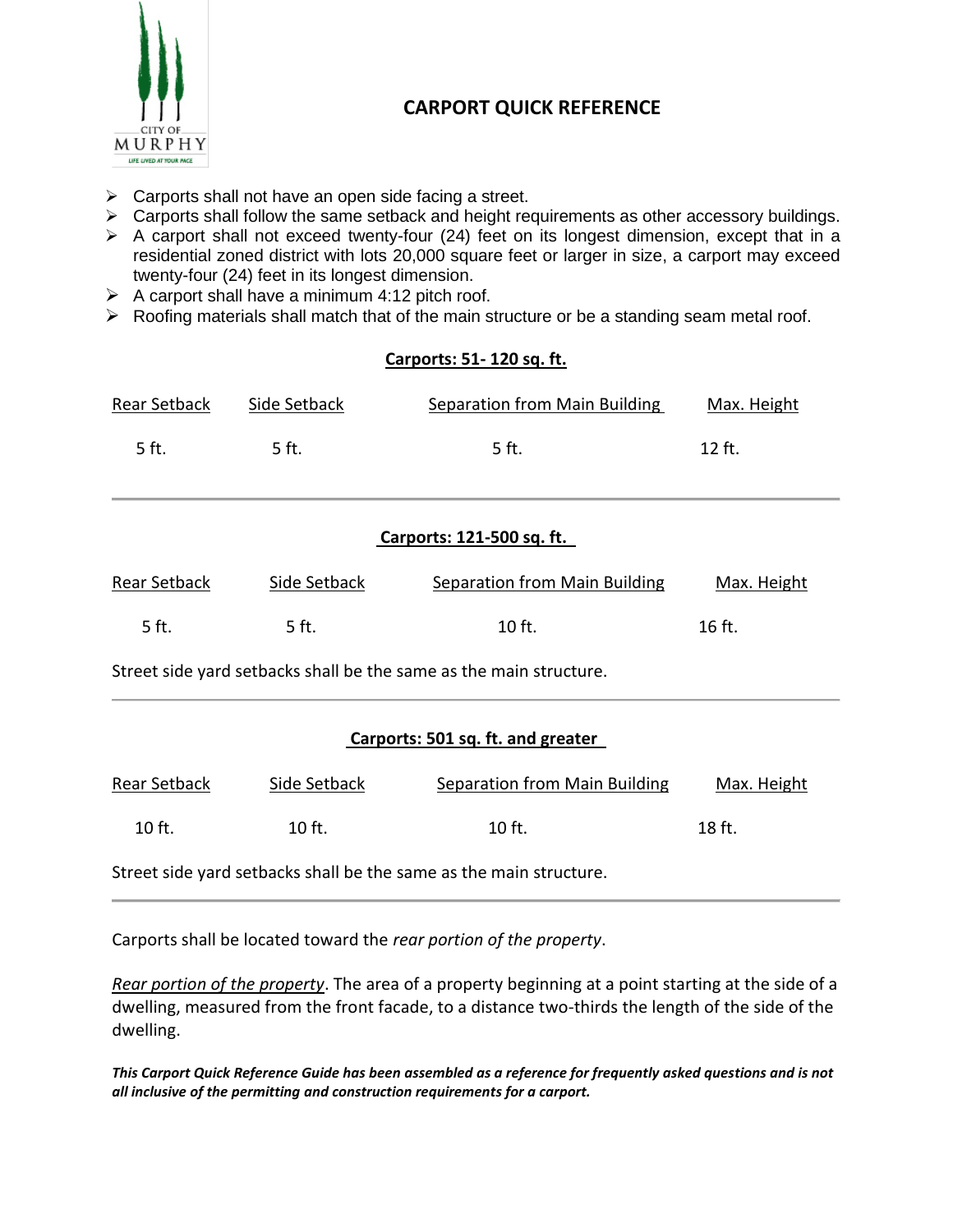# CARPORT QUICK REFERENCE

- Carports shall not have an open side facing a street.
- Carports shall follow the same setback and height requirements as other accessory buildings.
- A carport shall not exceed twenty-four (24) feet on its longest dimension, except that in a residential zoned district with lots 20,000 square feet or larger in size, a carport may exceed twenty-four (24) feet in its longest dimension.
- A carport shall have a minimum 4:12 pitch roof.
- Roofing materials shall match that of the main structure or be a standing seam metal roof.

## Carports: 51- 120 sq. ft.

| Rear Setback | Side Setback | Separation from Main Building | Max. Height |
|---|---|---|---|
| 5 ft. | 5 ft. | 5 ft. | 12 ft. |

## Carports: 121-500 sq. ft.

| Rear Setback | Side Setback | Separation from Main Building | Max. Height |
|---|---|---|---|
| 5 ft. | 5 ft. | 10 ft. | 16 ft. |

Street side yard setbacks shall be the same as the main structure.

## Carports: 501 sq. ft. and greater

| Rear Setback | Side Setback | Separation from Main Building | Max. Height |
|---|---|---|---|
| 10 ft. | 10 ft. | 10 ft. | 18 ft. |

Street side yard setbacks shall be the same as the main structure.

Carports shall be located toward the *rear portion of the property*.

*Rear portion of the property*. The area of a property beginning at a point starting at the side of a dwelling, measured from the front facade, to a distance two-thirds the length of the side of the dwelling.

***This Carport Quick Reference Guide has been assembled as a reference for frequently asked questions and is not all inclusive of the permitting and construction requirements for a carport.***